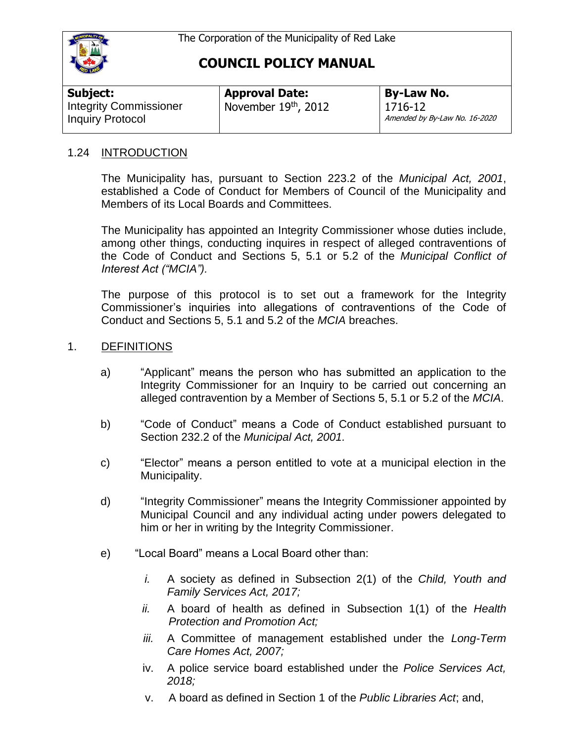The Corporation of the Municipality of Red Lake

# COUNCIL POLICY MANUAL

| Subject: | Approval Date: | By-Law No. |
|---|---|---|
| Integrity Commissioner Inquiry Protocol | November 19th, 2012 | 1716-12 *Amended by By-Law No. 16-2020* |

## 1.24 INTRODUCTION

The Municipality has, pursuant to Section 223.2 of the *Municipal Act, 2001*, established a Code of Conduct for Members of Council of the Municipality and Members of its Local Boards and Committees.

The Municipality has appointed an Integrity Commissioner whose duties include, among other things, conducting inquires in respect of alleged contraventions of the Code of Conduct and Sections 5, 5.1 or 5.2 of the *Municipal Conflict of Interest Act ("MCIA").*

The purpose of this protocol is to set out a framework for the Integrity Commissioner's inquiries into allegations of contraventions of the Code of Conduct and Sections 5, 5.1 and 5.2 of the *MCIA* breaches.

## 1. DEFINITIONS

a) "Applicant" means the person who has submitted an application to the Integrity Commissioner for an Inquiry to be carried out concerning an alleged contravention by a Member of Sections 5, 5.1 or 5.2 of the *MCIA*.

b) "Code of Conduct" means a Code of Conduct established pursuant to Section 232.2 of the *Municipal Act, 2001.*

c) "Elector" means a person entitled to vote at a municipal election in the Municipality.

d) "Integrity Commissioner" means the Integrity Commissioner appointed by Municipal Council and any individual acting under powers delegated to him or her in writing by the Integrity Commissioner.

e) "Local Board" means a Local Board other than:

*i.* A society as defined in Subsection 2(1) of the *Child, Youth and Family Services Act, 2017;*

*ii.* A board of health as defined in Subsection 1(1) of the *Health Protection and Promotion Act;*

*iii.* A Committee of management established under the *Long-Term Care Homes Act, 2007;*

iv. A police service board established under the *Police Services Act, 2018;*

v. A board as defined in Section 1 of the *Public Libraries Act*; and,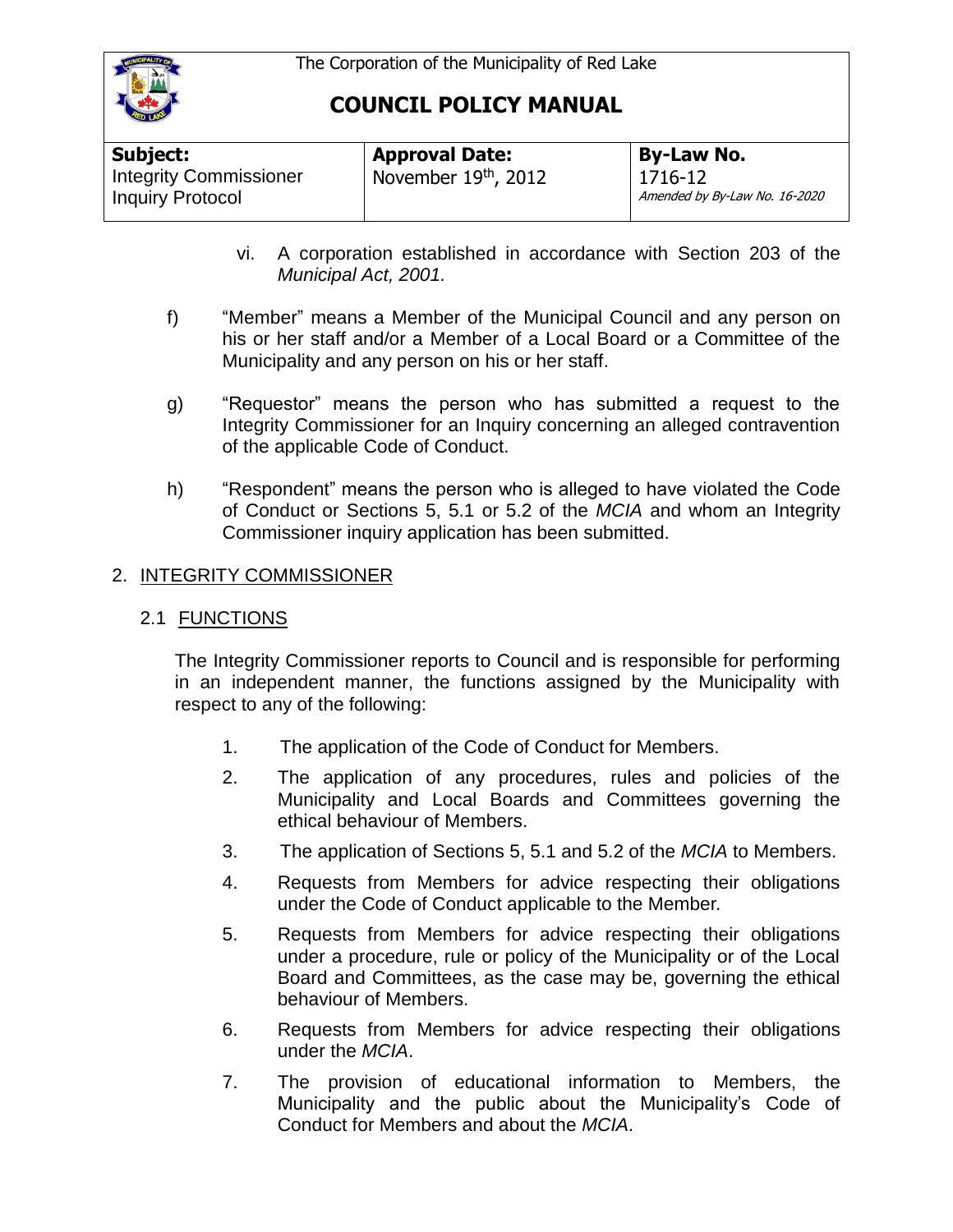vi. A corporation established in accordance with Section 203 of the *Municipal Act, 2001.*

f) "Member" means a Member of the Municipal Council and any person on his or her staff and/or a Member of a Local Board or a Committee of the Municipality and any person on his or her staff.

g) "Requestor" means the person who has submitted a request to the Integrity Commissioner for an Inquiry concerning an alleged contravention of the applicable Code of Conduct.

h) "Respondent" means the person who is alleged to have violated the Code of Conduct or Sections 5, 5.1 or 5.2 of the *MCIA* and whom an Integrity Commissioner inquiry application has been submitted.

## 2. INTEGRITY COMMISSIONER

### 2.1 FUNCTIONS

The Integrity Commissioner reports to Council and is responsible for performing in an independent manner, the functions assigned by the Municipality with respect to any of the following:

1. The application of the Code of Conduct for Members.
2. The application of any procedures, rules and policies of the Municipality and Local Boards and Committees governing the ethical behaviour of Members.
3. The application of Sections 5, 5.1 and 5.2 of the *MCIA* to Members.
4. Requests from Members for advice respecting their obligations under the Code of Conduct applicable to the Member.
5. Requests from Members for advice respecting their obligations under a procedure, rule or policy of the Municipality or of the Local Board and Committees, as the case may be, governing the ethical behaviour of Members.
6. Requests from Members for advice respecting their obligations under the *MCIA*.
7. The provision of educational information to Members, the Municipality and the public about the Municipality's Code of Conduct for Members and about the *MCIA*.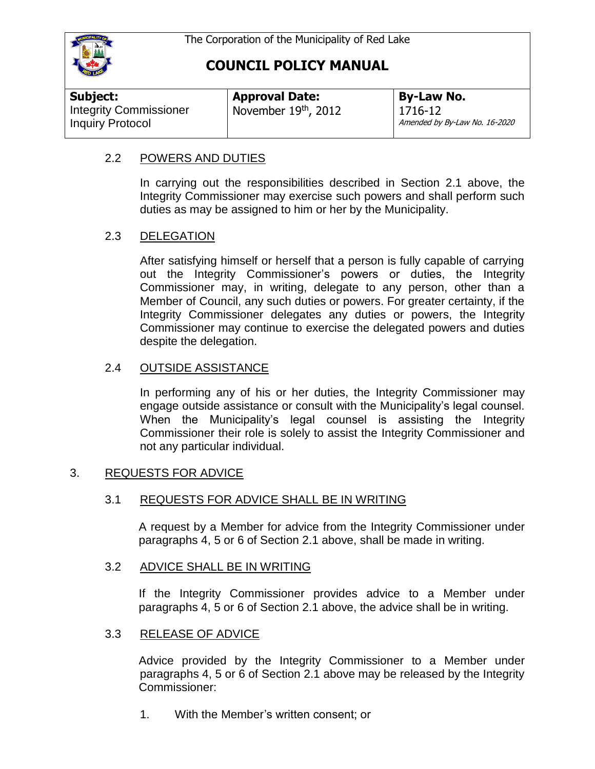### 2.2 POWERS AND DUTIES

In carrying out the responsibilities described in Section 2.1 above, the Integrity Commissioner may exercise such powers and shall perform such duties as may be assigned to him or her by the Municipality.

### 2.3 DELEGATION

After satisfying himself or herself that a person is fully capable of carrying out the Integrity Commissioner's powers or duties, the Integrity Commissioner may, in writing, delegate to any person, other than a Member of Council, any such duties or powers. For greater certainty, if the Integrity Commissioner delegates any duties or powers, the Integrity Commissioner may continue to exercise the delegated powers and duties despite the delegation.

### 2.4 OUTSIDE ASSISTANCE

In performing any of his or her duties, the Integrity Commissioner may engage outside assistance or consult with the Municipality's legal counsel. When the Municipality's legal counsel is assisting the Integrity Commissioner their role is solely to assist the Integrity Commissioner and not any particular individual.

## 3. REQUESTS FOR ADVICE

### 3.1 REQUESTS FOR ADVICE SHALL BE IN WRITING

A request by a Member for advice from the Integrity Commissioner under paragraphs 4, 5 or 6 of Section 2.1 above, shall be made in writing.

### 3.2 ADVICE SHALL BE IN WRITING

If the Integrity Commissioner provides advice to a Member under paragraphs 4, 5 or 6 of Section 2.1 above, the advice shall be in writing.

### 3.3 RELEASE OF ADVICE

Advice provided by the Integrity Commissioner to a Member under paragraphs 4, 5 or 6 of Section 2.1 above may be released by the Integrity Commissioner:

1. With the Member's written consent; or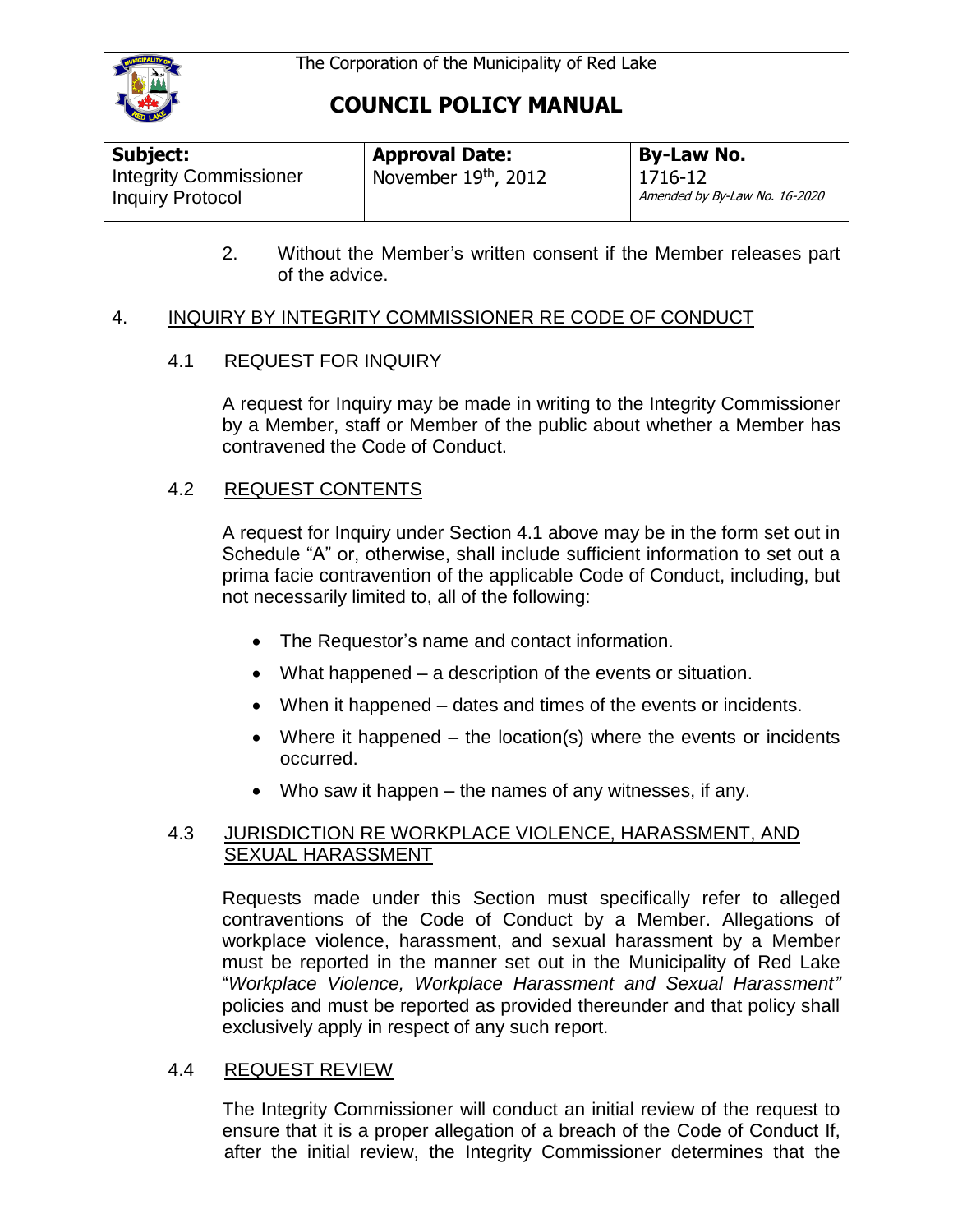2. Without the Member's written consent if the Member releases part of the advice.

## 4. INQUIRY BY INTEGRITY COMMISSIONER RE CODE OF CONDUCT

### 4.1 REQUEST FOR INQUIRY

A request for Inquiry may be made in writing to the Integrity Commissioner by a Member, staff or Member of the public about whether a Member has contravened the Code of Conduct.

### 4.2 REQUEST CONTENTS

A request for Inquiry under Section 4.1 above may be in the form set out in Schedule "A" or, otherwise, shall include sufficient information to set out a prima facie contravention of the applicable Code of Conduct, including, but not necessarily limited to, all of the following:

- The Requestor's name and contact information.
- What happened – a description of the events or situation.
- When it happened – dates and times of the events or incidents.
- Where it happened – the location(s) where the events or incidents occurred.
- Who saw it happen – the names of any witnesses, if any.

### 4.3 JURISDICTION RE WORKPLACE VIOLENCE, HARASSMENT, AND SEXUAL HARASSMENT

Requests made under this Section must specifically refer to alleged contraventions of the Code of Conduct by a Member. Allegations of workplace violence, harassment, and sexual harassment by a Member must be reported in the manner set out in the Municipality of Red Lake "*Workplace Violence, Workplace Harassment and Sexual Harassment"* policies and must be reported as provided thereunder and that policy shall exclusively apply in respect of any such report.

### 4.4 REQUEST REVIEW

The Integrity Commissioner will conduct an initial review of the request to ensure that it is a proper allegation of a breach of the Code of Conduct If, after the initial review, the Integrity Commissioner determines that the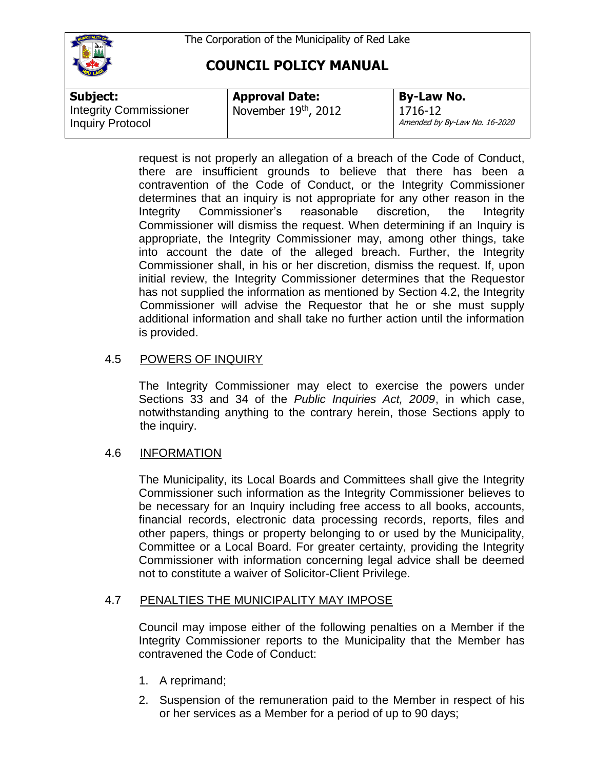request is not properly an allegation of a breach of the Code of Conduct, there are insufficient grounds to believe that there has been a contravention of the Code of Conduct, or the Integrity Commissioner determines that an inquiry is not appropriate for any other reason in the Integrity Commissioner's reasonable discretion, the Integrity Commissioner will dismiss the request. When determining if an Inquiry is appropriate, the Integrity Commissioner may, among other things, take into account the date of the alleged breach. Further, the Integrity Commissioner shall, in his or her discretion, dismiss the request. If, upon initial review, the Integrity Commissioner determines that the Requestor has not supplied the information as mentioned by Section 4.2, the Integrity Commissioner will advise the Requestor that he or she must supply additional information and shall take no further action until the information is provided.

## 4.5 POWERS OF INQUIRY

The Integrity Commissioner may elect to exercise the powers under Sections 33 and 34 of the *Public Inquiries Act, 2009*, in which case, notwithstanding anything to the contrary herein, those Sections apply to the inquiry.

## 4.6 INFORMATION

The Municipality, its Local Boards and Committees shall give the Integrity Commissioner such information as the Integrity Commissioner believes to be necessary for an Inquiry including free access to all books, accounts, financial records, electronic data processing records, reports, files and other papers, things or property belonging to or used by the Municipality, Committee or a Local Board. For greater certainty, providing the Integrity Commissioner with information concerning legal advice shall be deemed not to constitute a waiver of Solicitor-Client Privilege.

## 4.7 PENALTIES THE MUNICIPALITY MAY IMPOSE

Council may impose either of the following penalties on a Member if the Integrity Commissioner reports to the Municipality that the Member has contravened the Code of Conduct:

1. A reprimand;
2. Suspension of the remuneration paid to the Member in respect of his or her services as a Member for a period of up to 90 days;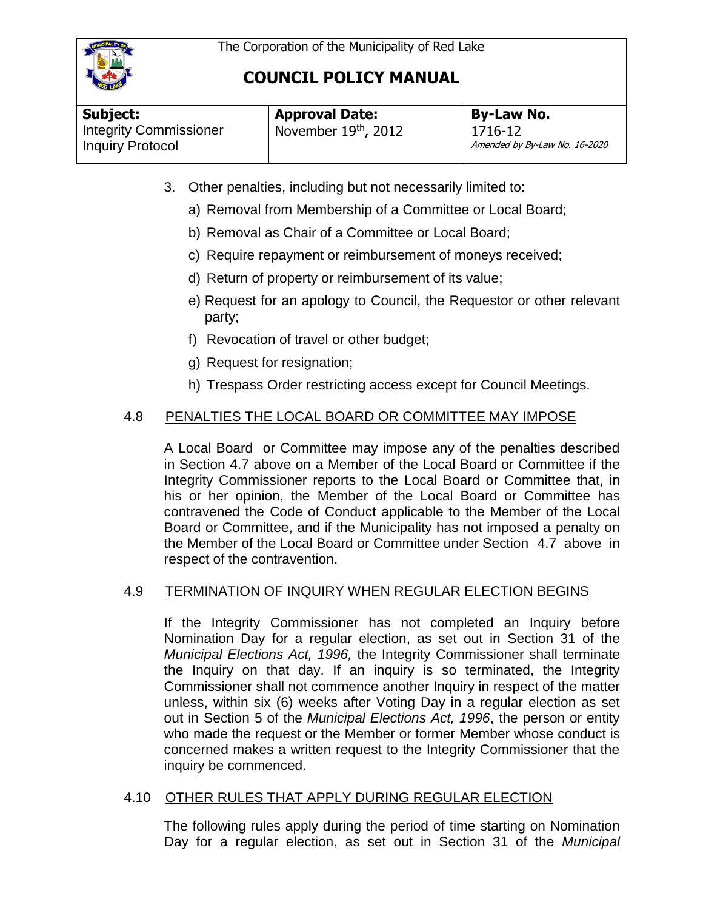3. Other penalties, including but not necessarily limited to:
   a) Removal from Membership of a Committee or Local Board;
   b) Removal as Chair of a Committee or Local Board;
   c) Require repayment or reimbursement of moneys received;
   d) Return of property or reimbursement of its value;
   e) Request for an apology to Council, the Requestor or other relevant party;
   f) Revocation of travel or other budget;
   g) Request for resignation;
   h) Trespass Order restricting access except for Council Meetings.

## 4.8 PENALTIES THE LOCAL BOARD OR COMMITTEE MAY IMPOSE

A Local Board or Committee may impose any of the penalties described in Section 4.7 above on a Member of the Local Board or Committee if the Integrity Commissioner reports to the Local Board or Committee that, in his or her opinion, the Member of the Local Board or Committee has contravened the Code of Conduct applicable to the Member of the Local Board or Committee, and if the Municipality has not imposed a penalty on the Member of the Local Board or Committee under Section 4.7 above in respect of the contravention.

## 4.9 TERMINATION OF INQUIRY WHEN REGULAR ELECTION BEGINS

If the Integrity Commissioner has not completed an Inquiry before Nomination Day for a regular election, as set out in Section 31 of the *Municipal Elections Act, 1996,* the Integrity Commissioner shall terminate the Inquiry on that day. If an inquiry is so terminated, the Integrity Commissioner shall not commence another Inquiry in respect of the matter unless, within six (6) weeks after Voting Day in a regular election as set out in Section 5 of the *Municipal Elections Act, 1996*, the person or entity who made the request or the Member or former Member whose conduct is concerned makes a written request to the Integrity Commissioner that the inquiry be commenced.

## 4.10 OTHER RULES THAT APPLY DURING REGULAR ELECTION

The following rules apply during the period of time starting on Nomination Day for a regular election, as set out in Section 31 of the *Municipal*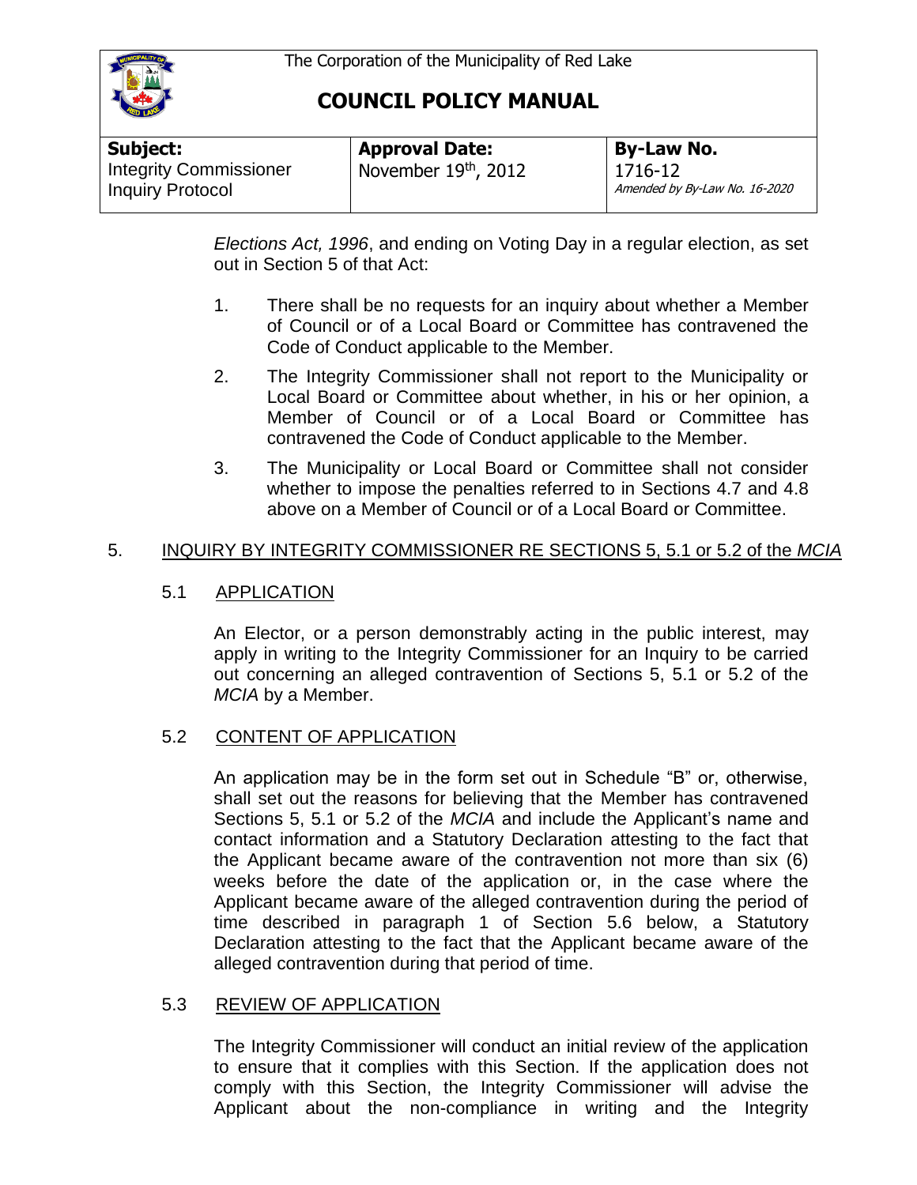*Elections Act, 1996*, and ending on Voting Day in a regular election, as set out in Section 5 of that Act:

1. There shall be no requests for an inquiry about whether a Member of Council or of a Local Board or Committee has contravened the Code of Conduct applicable to the Member.
2. The Integrity Commissioner shall not report to the Municipality or Local Board or Committee about whether, in his or her opinion, a Member of Council or of a Local Board or Committee has contravened the Code of Conduct applicable to the Member.
3. The Municipality or Local Board or Committee shall not consider whether to impose the penalties referred to in Sections 4.7 and 4.8 above on a Member of Council or of a Local Board or Committee.

## 5. INQUIRY BY INTEGRITY COMMISSIONER RE SECTIONS 5, 5.1 or 5.2 of the *MCIA*

### 5.1 APPLICATION

An Elector, or a person demonstrably acting in the public interest, may apply in writing to the Integrity Commissioner for an Inquiry to be carried out concerning an alleged contravention of Sections 5, 5.1 or 5.2 of the *MCIA* by a Member.

### 5.2 CONTENT OF APPLICATION

An application may be in the form set out in Schedule "B" or, otherwise, shall set out the reasons for believing that the Member has contravened Sections 5, 5.1 or 5.2 of the *MCIA* and include the Applicant's name and contact information and a Statutory Declaration attesting to the fact that the Applicant became aware of the contravention not more than six (6) weeks before the date of the application or, in the case where the Applicant became aware of the alleged contravention during the period of time described in paragraph 1 of Section 5.6 below, a Statutory Declaration attesting to the fact that the Applicant became aware of the alleged contravention during that period of time.

### 5.3 REVIEW OF APPLICATION

The Integrity Commissioner will conduct an initial review of the application to ensure that it complies with this Section. If the application does not comply with this Section, the Integrity Commissioner will advise the Applicant about the non-compliance in writing and the Integrity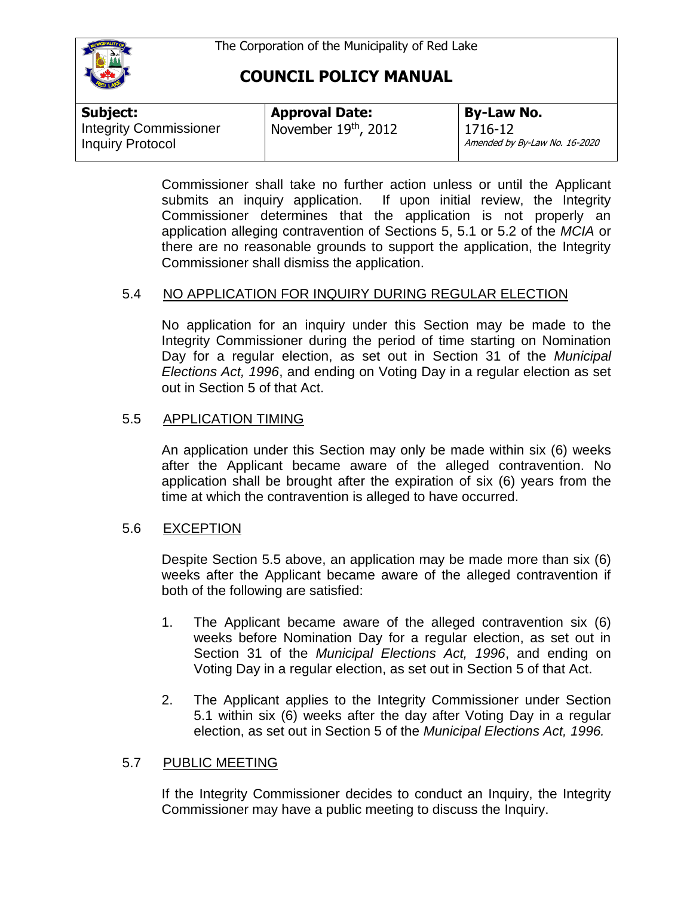Commissioner shall take no further action unless or until the Applicant submits an inquiry application. If upon initial review, the Integrity Commissioner determines that the application is not properly an application alleging contravention of Sections 5, 5.1 or 5.2 of the *MCIA* or there are no reasonable grounds to support the application, the Integrity Commissioner shall dismiss the application.

### 5.4 NO APPLICATION FOR INQUIRY DURING REGULAR ELECTION

No application for an inquiry under this Section may be made to the Integrity Commissioner during the period of time starting on Nomination Day for a regular election, as set out in Section 31 of the *Municipal Elections Act, 1996*, and ending on Voting Day in a regular election as set out in Section 5 of that Act.

### 5.5 APPLICATION TIMING

An application under this Section may only be made within six (6) weeks after the Applicant became aware of the alleged contravention. No application shall be brought after the expiration of six (6) years from the time at which the contravention is alleged to have occurred.

### 5.6 EXCEPTION

Despite Section 5.5 above, an application may be made more than six (6) weeks after the Applicant became aware of the alleged contravention if both of the following are satisfied:

1. The Applicant became aware of the alleged contravention six (6) weeks before Nomination Day for a regular election, as set out in Section 31 of the *Municipal Elections Act, 1996*, and ending on Voting Day in a regular election, as set out in Section 5 of that Act.

2. The Applicant applies to the Integrity Commissioner under Section 5.1 within six (6) weeks after the day after Voting Day in a regular election, as set out in Section 5 of the *Municipal Elections Act, 1996.*

### 5.7 PUBLIC MEETING

If the Integrity Commissioner decides to conduct an Inquiry, the Integrity Commissioner may have a public meeting to discuss the Inquiry.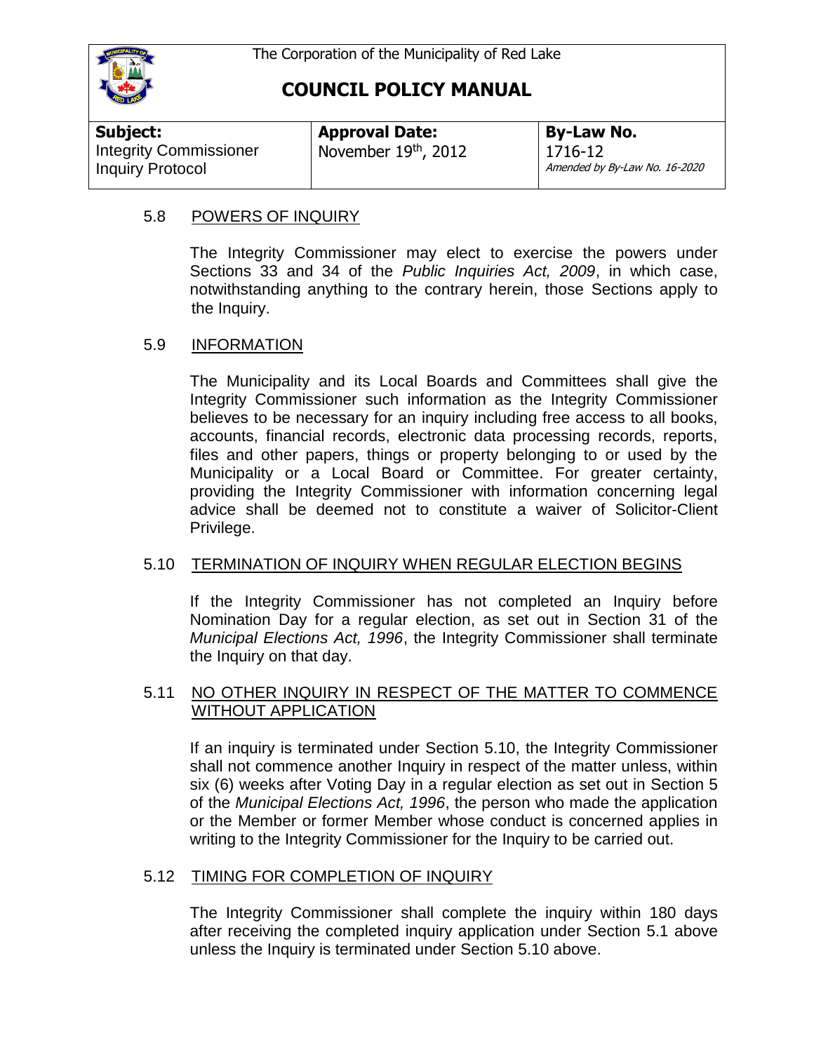### 5.8 POWERS OF INQUIRY

The Integrity Commissioner may elect to exercise the powers under Sections 33 and 34 of the *Public Inquiries Act, 2009*, in which case, notwithstanding anything to the contrary herein, those Sections apply to the Inquiry.

### 5.9 INFORMATION

The Municipality and its Local Boards and Committees shall give the Integrity Commissioner such information as the Integrity Commissioner believes to be necessary for an inquiry including free access to all books, accounts, financial records, electronic data processing records, reports, files and other papers, things or property belonging to or used by the Municipality or a Local Board or Committee. For greater certainty, providing the Integrity Commissioner with information concerning legal advice shall be deemed not to constitute a waiver of Solicitor-Client Privilege.

### 5.10 TERMINATION OF INQUIRY WHEN REGULAR ELECTION BEGINS

If the Integrity Commissioner has not completed an Inquiry before Nomination Day for a regular election, as set out in Section 31 of the *Municipal Elections Act, 1996*, the Integrity Commissioner shall terminate the Inquiry on that day.

### 5.11 NO OTHER INQUIRY IN RESPECT OF THE MATTER TO COMMENCE WITHOUT APPLICATION

If an inquiry is terminated under Section 5.10, the Integrity Commissioner shall not commence another Inquiry in respect of the matter unless, within six (6) weeks after Voting Day in a regular election as set out in Section 5 of the *Municipal Elections Act, 1996*, the person who made the application or the Member or former Member whose conduct is concerned applies in writing to the Integrity Commissioner for the Inquiry to be carried out.

### 5.12 TIMING FOR COMPLETION OF INQUIRY

The Integrity Commissioner shall complete the inquiry within 180 days after receiving the completed inquiry application under Section 5.1 above unless the Inquiry is terminated under Section 5.10 above.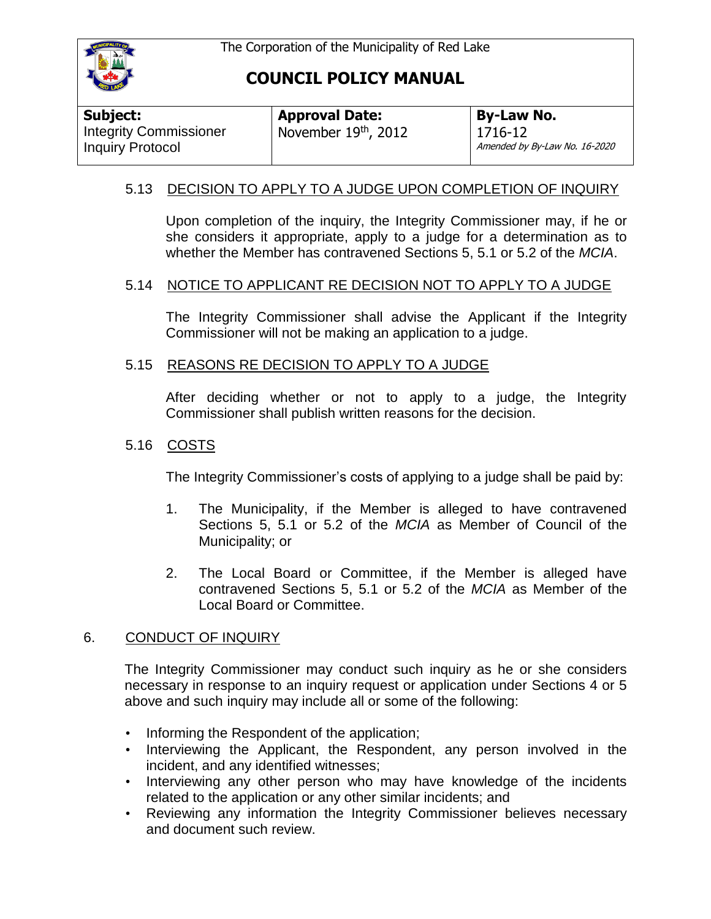### 5.13 DECISION TO APPLY TO A JUDGE UPON COMPLETION OF INQUIRY

Upon completion of the inquiry, the Integrity Commissioner may, if he or she considers it appropriate, apply to a judge for a determination as to whether the Member has contravened Sections 5, 5.1 or 5.2 of the *MCIA*.

### 5.14 NOTICE TO APPLICANT RE DECISION NOT TO APPLY TO A JUDGE

The Integrity Commissioner shall advise the Applicant if the Integrity Commissioner will not be making an application to a judge.

### 5.15 REASONS RE DECISION TO APPLY TO A JUDGE

After deciding whether or not to apply to a judge, the Integrity Commissioner shall publish written reasons for the decision.

### 5.16 COSTS

The Integrity Commissioner's costs of applying to a judge shall be paid by:

1. The Municipality, if the Member is alleged to have contravened Sections 5, 5.1 or 5.2 of the *MCIA* as Member of Council of the Municipality; or
2. The Local Board or Committee, if the Member is alleged have contravened Sections 5, 5.1 or 5.2 of the *MCIA* as Member of the Local Board or Committee.

## 6. CONDUCT OF INQUIRY

The Integrity Commissioner may conduct such inquiry as he or she considers necessary in response to an inquiry request or application under Sections 4 or 5 above and such inquiry may include all or some of the following:

- Informing the Respondent of the application;
- Interviewing the Applicant, the Respondent, any person involved in the incident, and any identified witnesses;
- Interviewing any other person who may have knowledge of the incidents related to the application or any other similar incidents; and
- Reviewing any information the Integrity Commissioner believes necessary and document such review.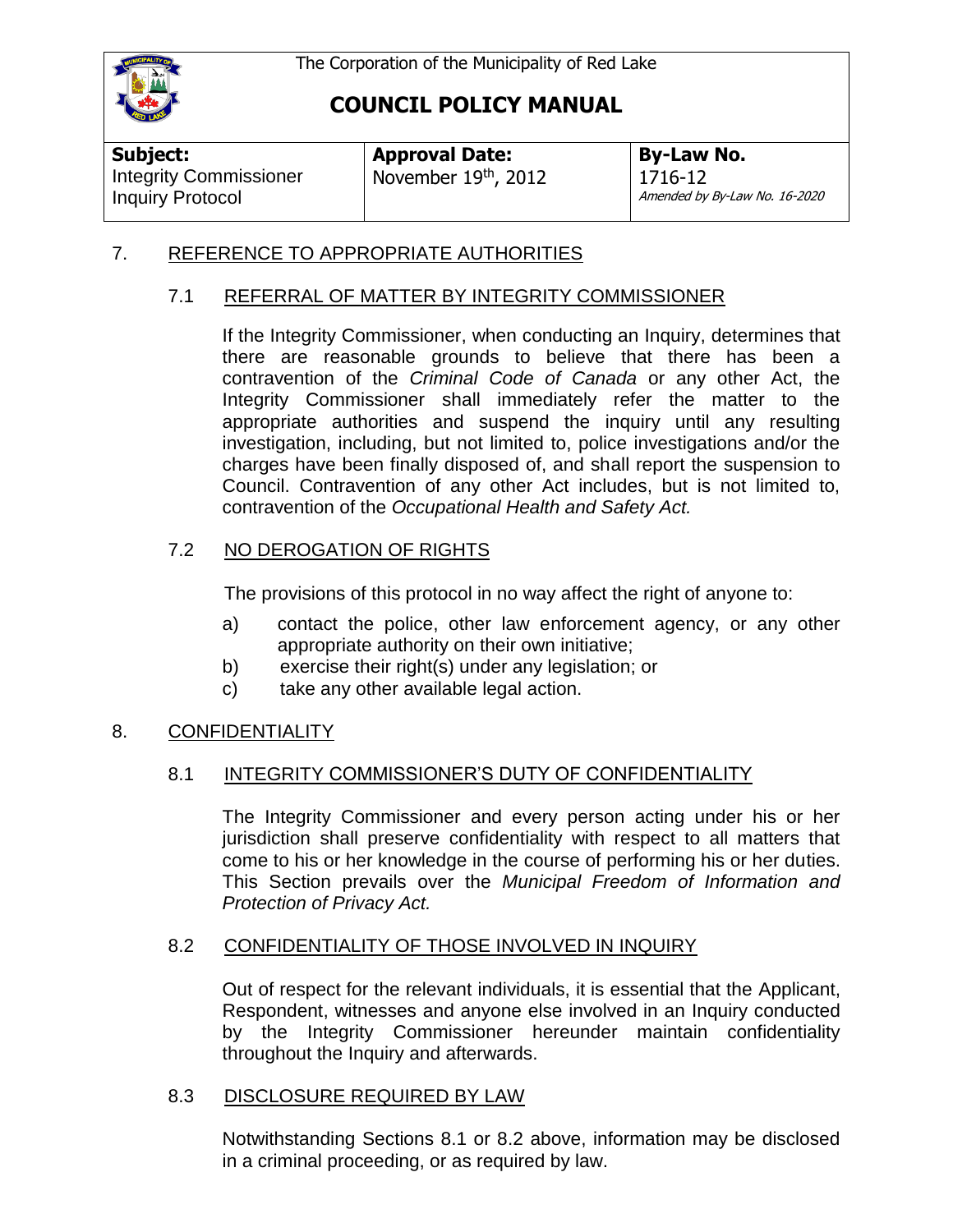## 7. REFERENCE TO APPROPRIATE AUTHORITIES

### 7.1 REFERRAL OF MATTER BY INTEGRITY COMMISSIONER

If the Integrity Commissioner, when conducting an Inquiry, determines that there are reasonable grounds to believe that there has been a contravention of the *Criminal Code of Canada* or any other Act, the Integrity Commissioner shall immediately refer the matter to the appropriate authorities and suspend the inquiry until any resulting investigation, including, but not limited to, police investigations and/or the charges have been finally disposed of, and shall report the suspension to Council. Contravention of any other Act includes, but is not limited to, contravention of the *Occupational Health and Safety Act.*

### 7.2 NO DEROGATION OF RIGHTS

The provisions of this protocol in no way affect the right of anyone to:

a) contact the police, other law enforcement agency, or any other appropriate authority on their own initiative;
b) exercise their right(s) under any legislation; or
c) take any other available legal action.

## 8. CONFIDENTIALITY

### 8.1 INTEGRITY COMMISSIONER'S DUTY OF CONFIDENTIALITY

The Integrity Commissioner and every person acting under his or her jurisdiction shall preserve confidentiality with respect to all matters that come to his or her knowledge in the course of performing his or her duties. This Section prevails over the *Municipal Freedom of Information and Protection of Privacy Act.*

### 8.2 CONFIDENTIALITY OF THOSE INVOLVED IN INQUIRY

Out of respect for the relevant individuals, it is essential that the Applicant, Respondent, witnesses and anyone else involved in an Inquiry conducted by the Integrity Commissioner hereunder maintain confidentiality throughout the Inquiry and afterwards.

### 8.3 DISCLOSURE REQUIRED BY LAW

Notwithstanding Sections 8.1 or 8.2 above, information may be disclosed in a criminal proceeding, or as required by law.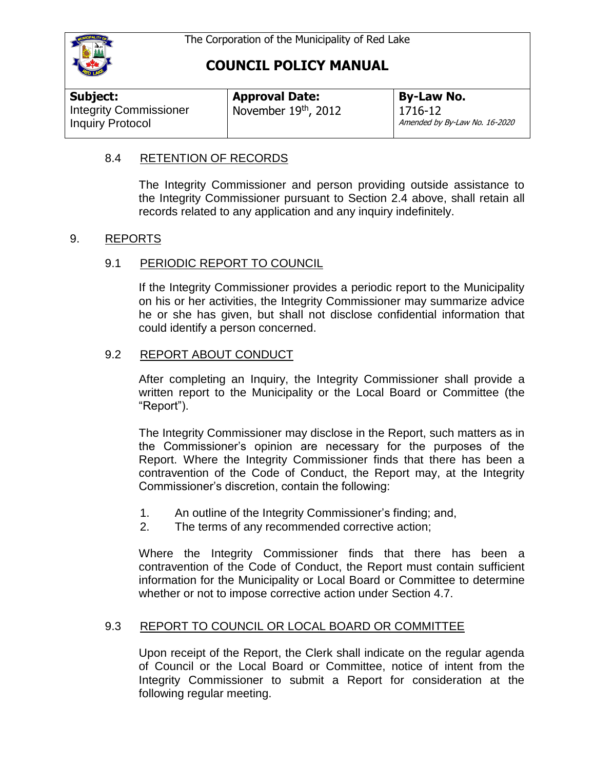### 8.4 RETENTION OF RECORDS

The Integrity Commissioner and person providing outside assistance to the Integrity Commissioner pursuant to Section 2.4 above, shall retain all records related to any application and any inquiry indefinitely.

## 9. REPORTS

### 9.1 PERIODIC REPORT TO COUNCIL

If the Integrity Commissioner provides a periodic report to the Municipality on his or her activities, the Integrity Commissioner may summarize advice he or she has given, but shall not disclose confidential information that could identify a person concerned.

### 9.2 REPORT ABOUT CONDUCT

After completing an Inquiry, the Integrity Commissioner shall provide a written report to the Municipality or the Local Board or Committee (the "Report").

The Integrity Commissioner may disclose in the Report, such matters as in the Commissioner's opinion are necessary for the purposes of the Report. Where the Integrity Commissioner finds that there has been a contravention of the Code of Conduct, the Report may, at the Integrity Commissioner's discretion, contain the following:

1. An outline of the Integrity Commissioner's finding; and,
2. The terms of any recommended corrective action;

Where the Integrity Commissioner finds that there has been a contravention of the Code of Conduct, the Report must contain sufficient information for the Municipality or Local Board or Committee to determine whether or not to impose corrective action under Section 4.7.

### 9.3 REPORT TO COUNCIL OR LOCAL BOARD OR COMMITTEE

Upon receipt of the Report, the Clerk shall indicate on the regular agenda of Council or the Local Board or Committee, notice of intent from the Integrity Commissioner to submit a Report for consideration at the following regular meeting.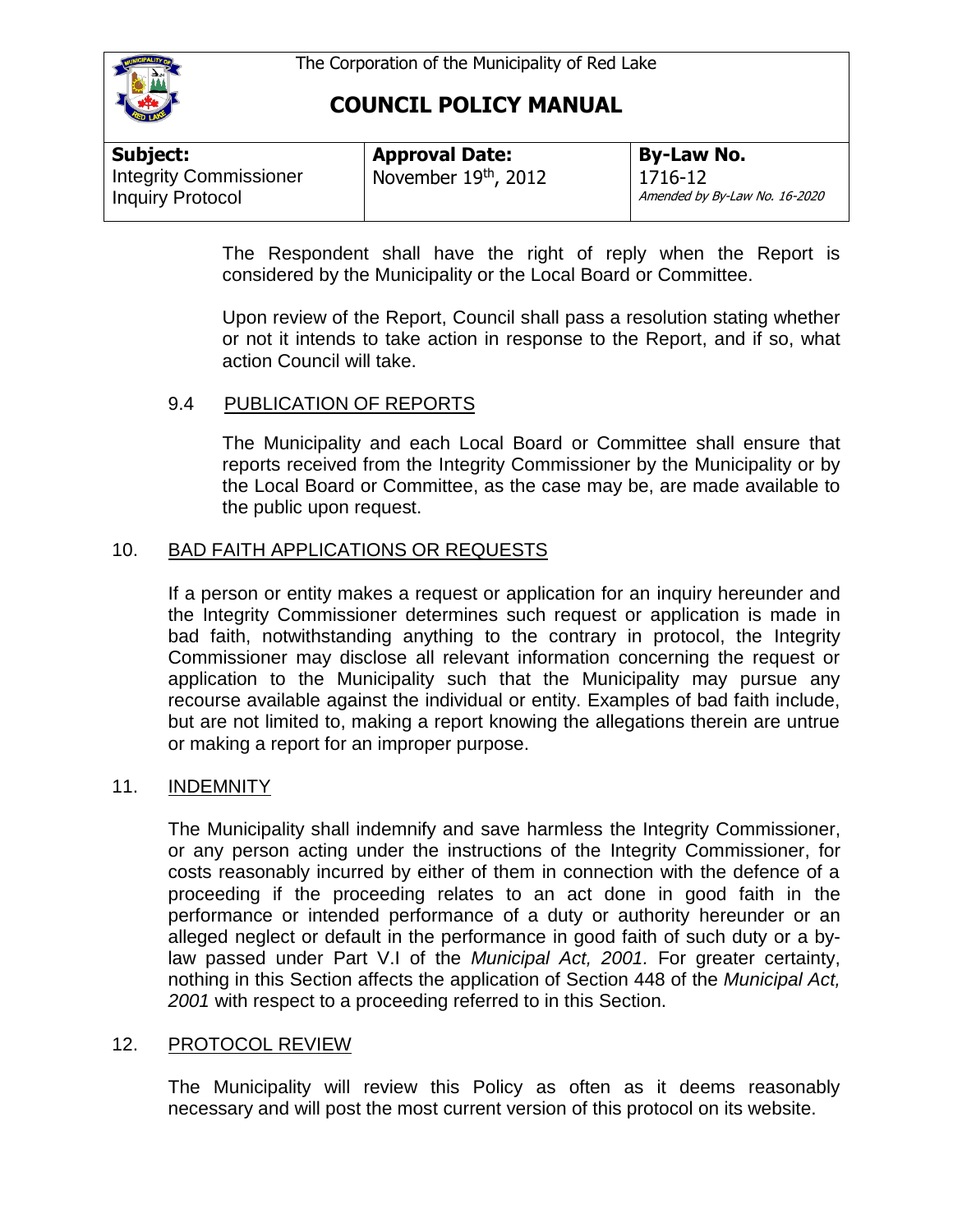The Respondent shall have the right of reply when the Report is considered by the Municipality or the Local Board or Committee.

Upon review of the Report, Council shall pass a resolution stating whether or not it intends to take action in response to the Report, and if so, what action Council will take.

### 9.4 PUBLICATION OF REPORTS

The Municipality and each Local Board or Committee shall ensure that reports received from the Integrity Commissioner by the Municipality or by the Local Board or Committee, as the case may be, are made available to the public upon request.

## 10. BAD FAITH APPLICATIONS OR REQUESTS

If a person or entity makes a request or application for an inquiry hereunder and the Integrity Commissioner determines such request or application is made in bad faith, notwithstanding anything to the contrary in protocol, the Integrity Commissioner may disclose all relevant information concerning the request or application to the Municipality such that the Municipality may pursue any recourse available against the individual or entity. Examples of bad faith include, but are not limited to, making a report knowing the allegations therein are untrue or making a report for an improper purpose.

## 11. INDEMNITY

The Municipality shall indemnify and save harmless the Integrity Commissioner, or any person acting under the instructions of the Integrity Commissioner, for costs reasonably incurred by either of them in connection with the defence of a proceeding if the proceeding relates to an act done in good faith in the performance or intended performance of a duty or authority hereunder or an alleged neglect or default in the performance in good faith of such duty or a by-law passed under Part V.I of the *Municipal Act, 2001*. For greater certainty, nothing in this Section affects the application of Section 448 of the *Municipal Act, 2001* with respect to a proceeding referred to in this Section.

## 12. PROTOCOL REVIEW

The Municipality will review this Policy as often as it deems reasonably necessary and will post the most current version of this protocol on its website.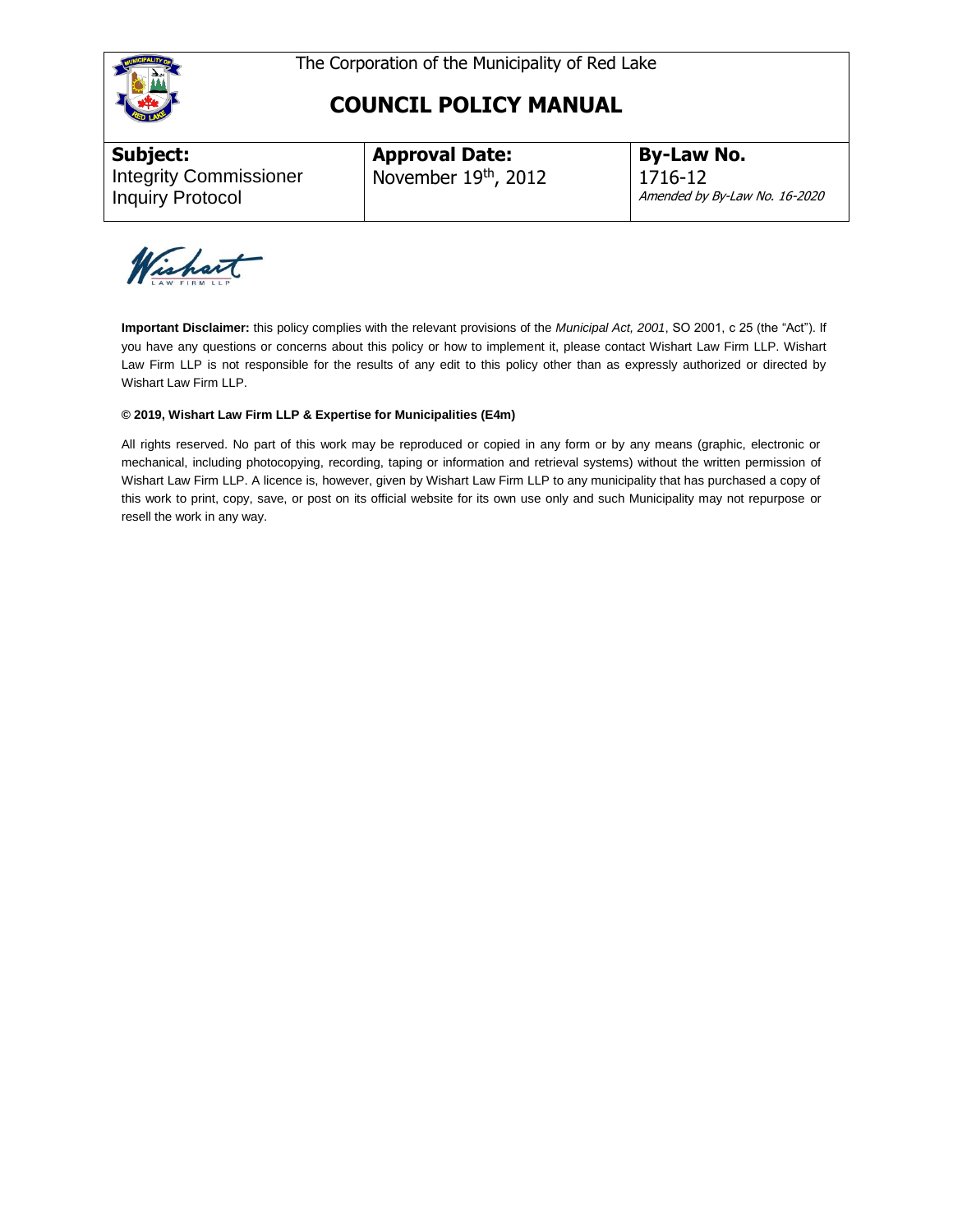The Corporation of the Municipality of Red Lake

# COUNCIL POLICY MANUAL

| **Subject:** | **Approval Date:** | **By-Law No.** |
|---|---|---|
| Integrity Commissioner Inquiry Protocol | November 19th, 2012 | 1716-12 *Amended by By-Law No. 16-2020* |

**Important Disclaimer:** this policy complies with the relevant provisions of the *Municipal Act, 2001*, SO 2001, c 25 (the "Act"). If you have any questions or concerns about this policy or how to implement it, please contact Wishart Law Firm LLP. Wishart Law Firm LLP is not responsible for the results of any edit to this policy other than as expressly authorized or directed by Wishart Law Firm LLP.

**© 2019, Wishart Law Firm LLP & Expertise for Municipalities (E4m)**

All rights reserved. No part of this work may be reproduced or copied in any form or by any means (graphic, electronic or mechanical, including photocopying, recording, taping or information and retrieval systems) without the written permission of Wishart Law Firm LLP. A licence is, however, given by Wishart Law Firm LLP to any municipality that has purchased a copy of this work to print, copy, save, or post on its official website for its own use only and such Municipality may not repurpose or resell the work in any way.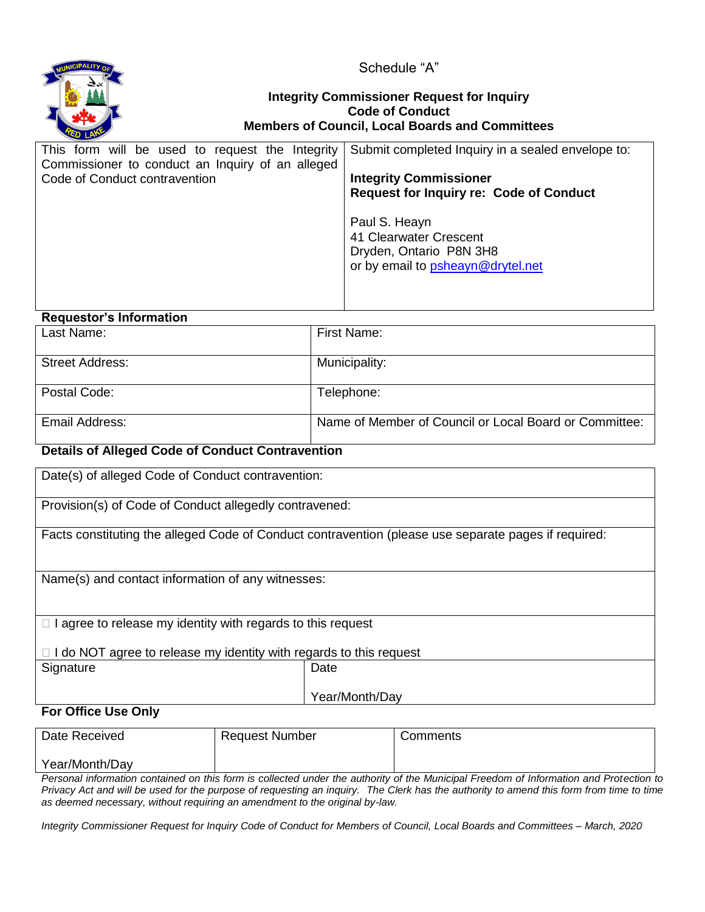Schedule "A"

**Integrity Commissioner Request for Inquiry**
**Code of Conduct**
**Members of Council, Local Boards and Committees**

| This form will be used to request the Integrity Commissioner to conduct an Inquiry of an alleged Code of Conduct contravention | Submit completed Inquiry in a sealed envelope to:<br><br>**Integrity Commissioner**<br>**Request for Inquiry re: Code of Conduct**<br><br>Paul S. Heayn<br>41 Clearwater Crescent<br>Dryden, Ontario P8N 3H8<br>or by email to psheayn@drytel.net |
|---|---|

**Requestor's Information**

| Last Name: | First Name: |
|---|---|
| Street Address: | Municipality: |
| Postal Code: | Telephone: |
| Email Address: | Name of Member of Council or Local Board or Committee: |

**Details of Alleged Code of Conduct Contravention**

| Date(s) of alleged Code of Conduct contravention: | |
|---|---|
| Provision(s) of Code of Conduct allegedly contravened: | |
| Facts constituting the alleged Code of Conduct contravention (please use separate pages if required: | |
| Name(s) and contact information of any witnesses: | |
| ☐ I agree to release my identity with regards to this request<br><br>☐ I do NOT agree to release my identity with regards to this request | |
| Signature | Date<br><br>Year/Month/Day |

**For Office Use Only**

| Date Received<br><br>Year/Month/Day | Request Number | Comments |
|---|---|---|

*Personal information contained on this form is collected under the authority of the Municipal Freedom of Information and Protection to Privacy Act and will be used for the purpose of requesting an inquiry. The Clerk has the authority to amend this form from time to time as deemed necessary, without requiring an amendment to the original by-law.*

*Integrity Commissioner Request for Inquiry Code of Conduct for Members of Council, Local Boards and Committees – March, 2020*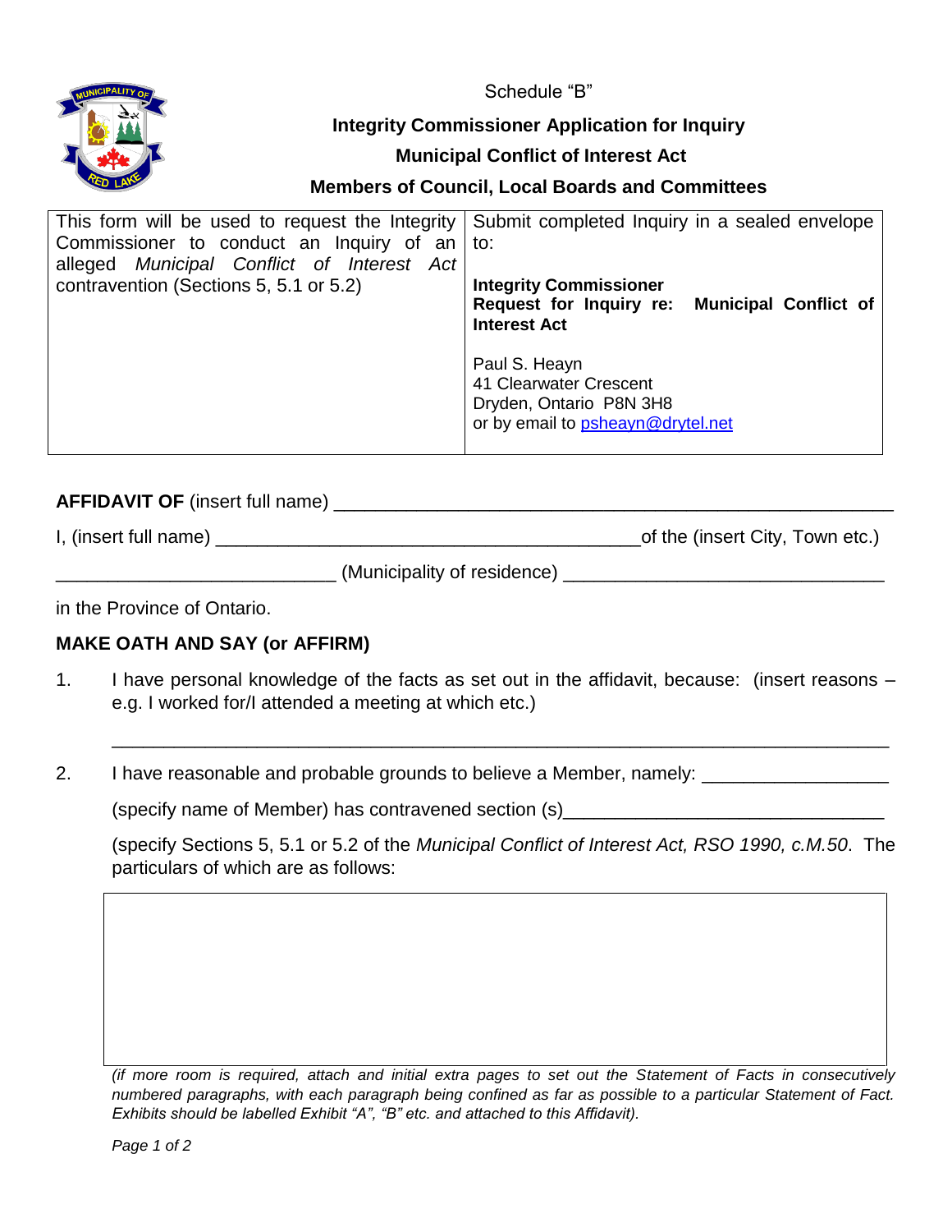Schedule "B"

**Integrity Commissioner Application for Inquiry**

**Municipal Conflict of Interest Act**

**Members of Council, Local Boards and Committees**

| This form will be used to request the Integrity Commissioner to conduct an Inquiry of an alleged *Municipal Conflict of Interest Act* contravention (Sections 5, 5.1 or 5.2) | Submit completed Inquiry in a sealed envelope to:<br><br>**Integrity Commissioner**<br>**Request for Inquiry re: Municipal Conflict of Interest Act**<br><br>Paul S. Heayn<br>41 Clearwater Crescent<br>Dryden, Ontario P8N 3H8<br>or by email to psheayn@drytel.net |
|---|---|

**AFFIDAVIT OF** (insert full name) ______________________________________________________

I, (insert full name) __________________________________________of the (insert City, Town etc.)

___________________________ (Municipality of residence) _______________________________

in the Province of Ontario.

**MAKE OATH AND SAY (or AFFIRM)**

1. I have personal knowledge of the facts as set out in the affidavit, because: (insert reasons – e.g. I worked for/I attended a meeting at which etc.)

   ___________________________________________________________________________

2. I have reasonable and probable grounds to believe a Member, namely: __________________

   (specify name of Member) has contravened section (s)_______________________________

   (specify Sections 5, 5.1 or 5.2 of the *Municipal Conflict of Interest Act, RSO 1990, c.M.50*. The particulars of which are as follows:

| |
|---|
| |

*(if more room is required, attach and initial extra pages to set out the Statement of Facts in consecutively numbered paragraphs, with each paragraph being confined as far as possible to a particular Statement of Fact. Exhibits should be labelled Exhibit "A", "B" etc. and attached to this Affidavit).*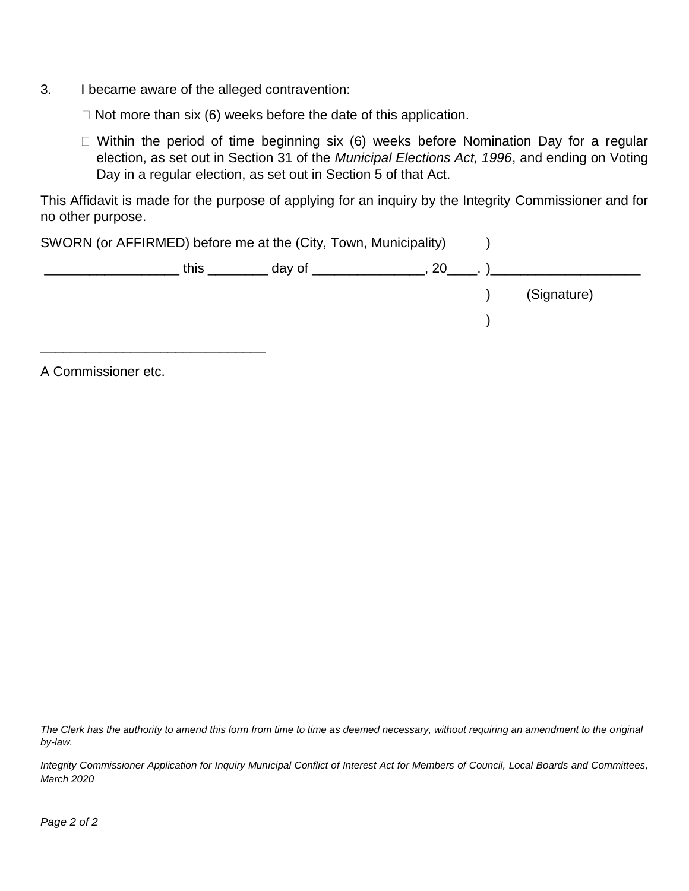3. I became aware of the alleged contravention:

   ☐ Not more than six (6) weeks before the date of this application.

   ☐ Within the period of time beginning six (6) weeks before Nomination Day for a regular election, as set out in Section 31 of the *Municipal Elections Act, 1996*, and ending on Voting Day in a regular election, as set out in Section 5 of that Act.

This Affidavit is made for the purpose of applying for an inquiry by the Integrity Commissioner and for no other purpose.

SWORN (or AFFIRMED) before me at the (City, Town, Municipality) )

__________________ this ________ day of _______________, 20____. )____________________

) (Signature)

)

______________________________

A Commissioner etc.

*The Clerk has the authority to amend this form from time to time as deemed necessary, without requiring an amendment to the original by-law.*

*Integrity Commissioner Application for Inquiry Municipal Conflict of Interest Act for Members of Council, Local Boards and Committees, March 2020*